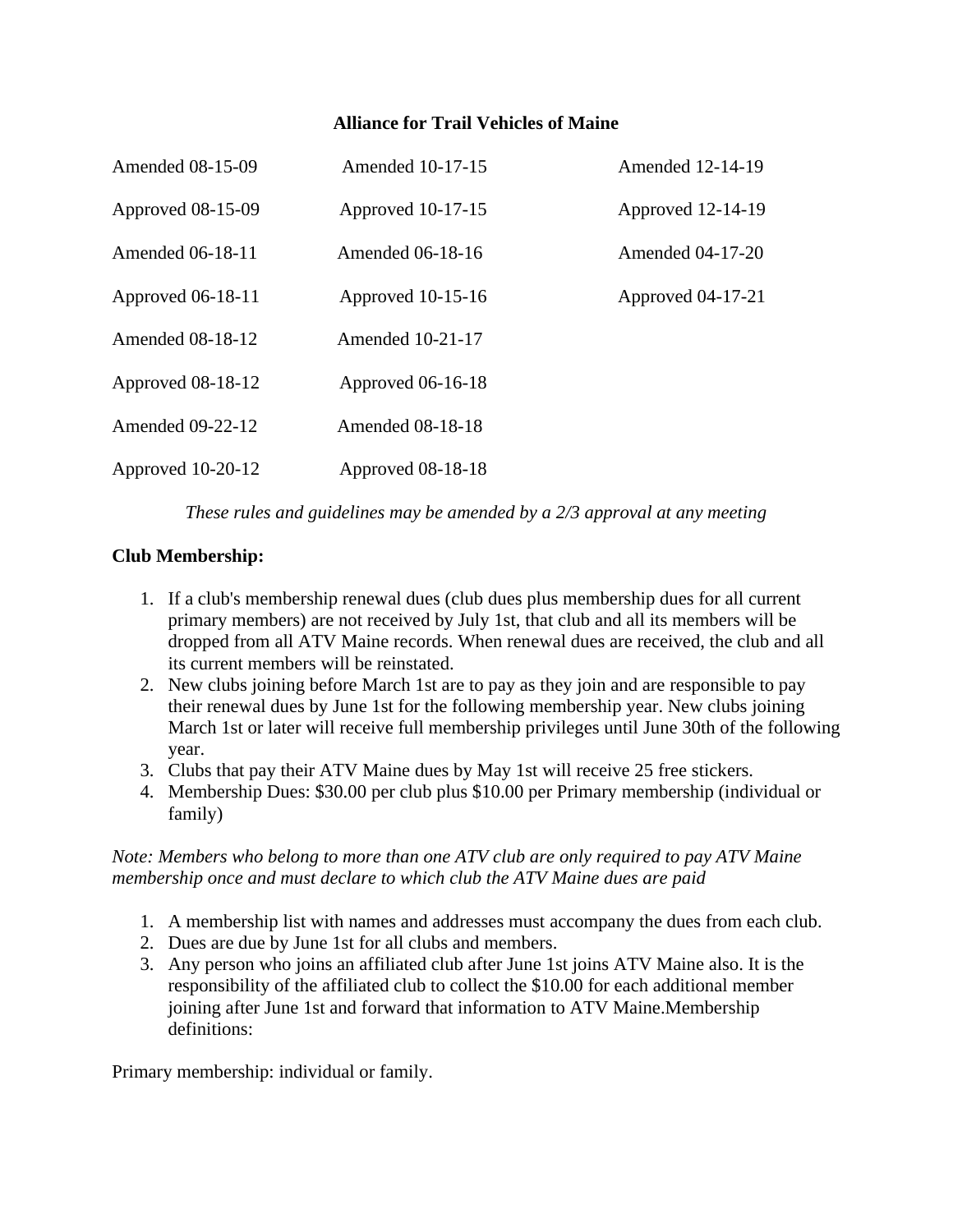**Alliance for Trail Vehicles of Maine**

| | | |
|---|---|---|
| Amended 08-15-09 | Amended 10-17-15 | Amended 12-14-19 |
| Approved 08-15-09 | Approved 10-17-15 | Approved 12-14-19 |
| Amended 06-18-11 | Amended 06-18-16 | Amended 04-17-20 |
| Approved 06-18-11 | Approved 10-15-16 | Approved 04-17-21 |
| Amended 08-18-12 | Amended 10-21-17 | |
| Approved 08-18-12 | Approved 06-16-18 | |
| Amended 09-22-12 | Amended 08-18-18 | |
| Approved 10-20-12 | Approved 08-18-18 | |

*These rules and guidelines may be amended by a 2/3 approval at any meeting*

**Club Membership:**

1. If a club's membership renewal dues (club dues plus membership dues for all current primary members) are not received by July 1st, that club and all its members will be dropped from all ATV Maine records. When renewal dues are received, the club and all its current members will be reinstated.
2. New clubs joining before March 1st are to pay as they join and are responsible to pay their renewal dues by June 1st for the following membership year. New clubs joining March 1st or later will receive full membership privileges until June 30th of the following year.
3. Clubs that pay their ATV Maine dues by May 1st will receive 25 free stickers.
4. Membership Dues: $30.00 per club plus $10.00 per Primary membership (individual or family)

*Note: Members who belong to more than one ATV club are only required to pay ATV Maine membership once and must declare to which club the ATV Maine dues are paid*

1. A membership list with names and addresses must accompany the dues from each club.
2. Dues are due by June 1st for all clubs and members.
3. Any person who joins an affiliated club after June 1st joins ATV Maine also. It is the responsibility of the affiliated club to collect the $10.00 for each additional member joining after June 1st and forward that information to ATV Maine.Membership definitions:

Primary membership: individual or family.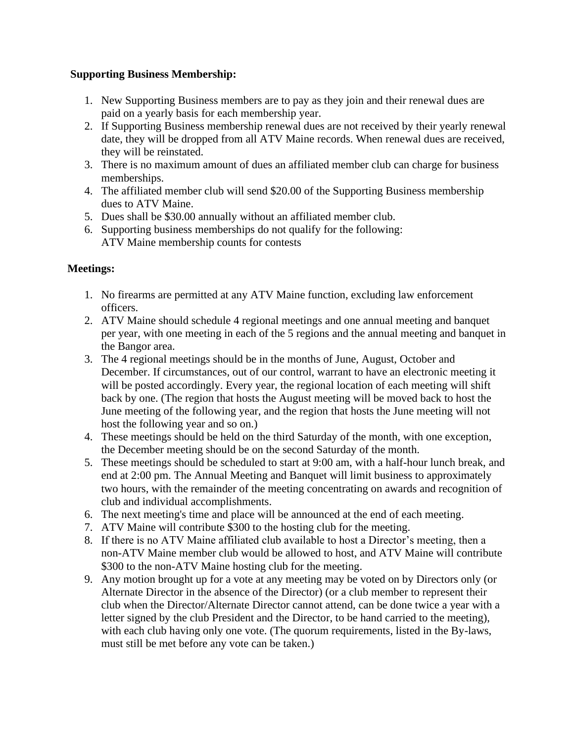**Supporting Business Membership:**

1. New Supporting Business members are to pay as they join and their renewal dues are paid on a yearly basis for each membership year.
2. If Supporting Business membership renewal dues are not received by their yearly renewal date, they will be dropped from all ATV Maine records. When renewal dues are received, they will be reinstated.
3. There is no maximum amount of dues an affiliated member club can charge for business memberships.
4. The affiliated member club will send $20.00 of the Supporting Business membership dues to ATV Maine.
5. Dues shall be $30.00 annually without an affiliated member club.
6. Supporting business memberships do not qualify for the following:
   ATV Maine membership counts for contests

**Meetings:**

1. No firearms are permitted at any ATV Maine function, excluding law enforcement officers.
2. ATV Maine should schedule 4 regional meetings and one annual meeting and banquet per year, with one meeting in each of the 5 regions and the annual meeting and banquet in the Bangor area.
3. The 4 regional meetings should be in the months of June, August, October and December. If circumstances, out of our control, warrant to have an electronic meeting it will be posted accordingly. Every year, the regional location of each meeting will shift back by one. (The region that hosts the August meeting will be moved back to host the June meeting of the following year, and the region that hosts the June meeting will not host the following year and so on.)
4. These meetings should be held on the third Saturday of the month, with one exception, the December meeting should be on the second Saturday of the month.
5. These meetings should be scheduled to start at 9:00 am, with a half-hour lunch break, and end at 2:00 pm. The Annual Meeting and Banquet will limit business to approximately two hours, with the remainder of the meeting concentrating on awards and recognition of club and individual accomplishments.
6. The next meeting's time and place will be announced at the end of each meeting.
7. ATV Maine will contribute $300 to the hosting club for the meeting.
8. If there is no ATV Maine affiliated club available to host a Director's meeting, then a non-ATV Maine member club would be allowed to host, and ATV Maine will contribute $300 to the non-ATV Maine hosting club for the meeting.
9. Any motion brought up for a vote at any meeting may be voted on by Directors only (or Alternate Director in the absence of the Director) (or a club member to represent their club when the Director/Alternate Director cannot attend, can be done twice a year with a letter signed by the club President and the Director, to be hand carried to the meeting), with each club having only one vote. (The quorum requirements, listed in the By-laws, must still be met before any vote can be taken.)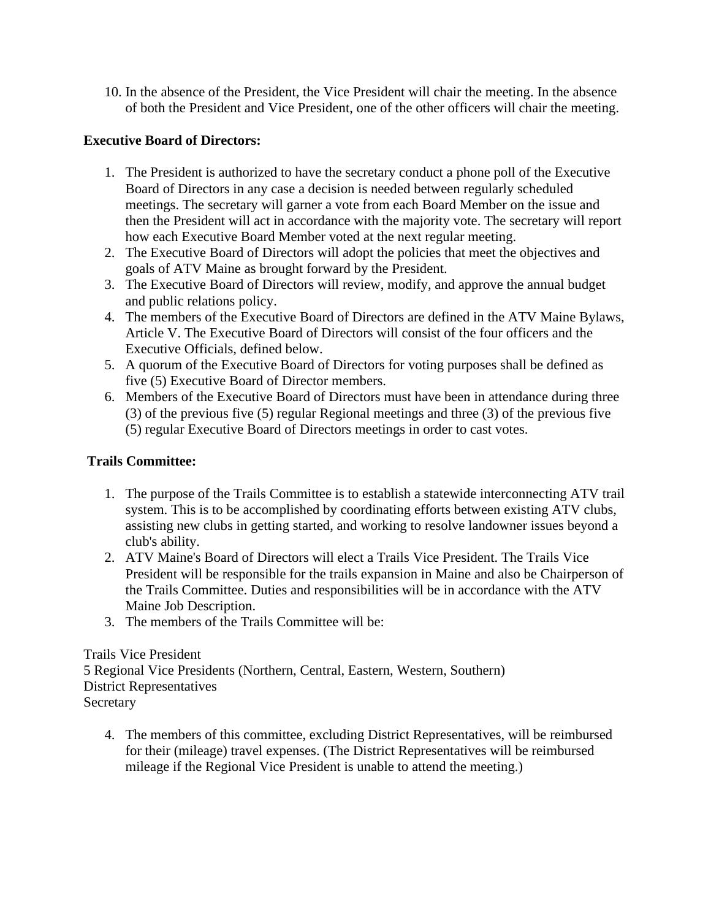10. In the absence of the President, the Vice President will chair the meeting. In the absence of both the President and Vice President, one of the other officers will chair the meeting.

**Executive Board of Directors:**

1. The President is authorized to have the secretary conduct a phone poll of the Executive Board of Directors in any case a decision is needed between regularly scheduled meetings. The secretary will garner a vote from each Board Member on the issue and then the President will act in accordance with the majority vote. The secretary will report how each Executive Board Member voted at the next regular meeting.
2. The Executive Board of Directors will adopt the policies that meet the objectives and goals of ATV Maine as brought forward by the President.
3. The Executive Board of Directors will review, modify, and approve the annual budget and public relations policy.
4. The members of the Executive Board of Directors are defined in the ATV Maine Bylaws, Article V. The Executive Board of Directors will consist of the four officers and the Executive Officials, defined below.
5. A quorum of the Executive Board of Directors for voting purposes shall be defined as five (5) Executive Board of Director members.
6. Members of the Executive Board of Directors must have been in attendance during three (3) of the previous five (5) regular Regional meetings and three (3) of the previous five (5) regular Executive Board of Directors meetings in order to cast votes.

**Trails Committee:**

1. The purpose of the Trails Committee is to establish a statewide interconnecting ATV trail system. This is to be accomplished by coordinating efforts between existing ATV clubs, assisting new clubs in getting started, and working to resolve landowner issues beyond a club's ability.
2. ATV Maine's Board of Directors will elect a Trails Vice President. The Trails Vice President will be responsible for the trails expansion in Maine and also be Chairperson of the Trails Committee. Duties and responsibilities will be in accordance with the ATV Maine Job Description.
3. The members of the Trails Committee will be:

Trails Vice President
5 Regional Vice Presidents (Northern, Central, Eastern, Western, Southern)
District Representatives
Secretary

4. The members of this committee, excluding District Representatives, will be reimbursed for their (mileage) travel expenses. (The District Representatives will be reimbursed mileage if the Regional Vice President is unable to attend the meeting.)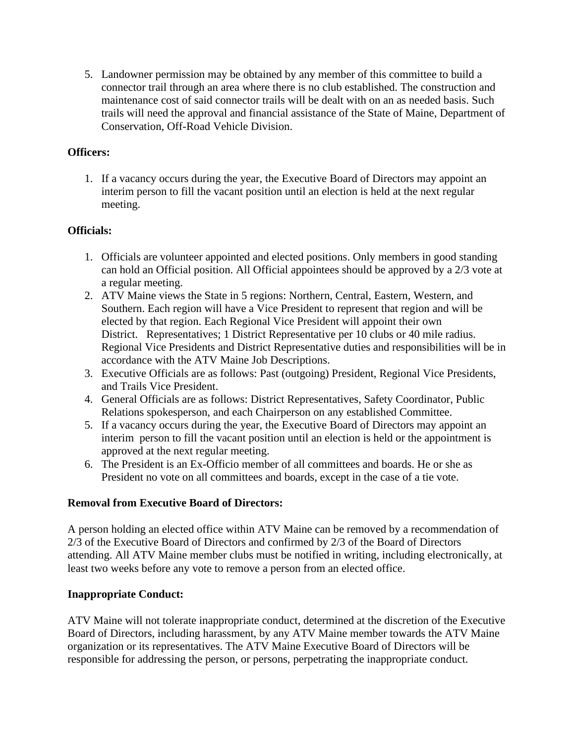5. Landowner permission may be obtained by any member of this committee to build a connector trail through an area where there is no club established. The construction and maintenance cost of said connector trails will be dealt with on an as needed basis. Such trails will need the approval and financial assistance of the State of Maine, Department of Conservation, Off-Road Vehicle Division.

**Officers:**

1. If a vacancy occurs during the year, the Executive Board of Directors may appoint an interim person to fill the vacant position until an election is held at the next regular meeting.

**Officials:**

1. Officials are volunteer appointed and elected positions. Only members in good standing can hold an Official position. All Official appointees should be approved by a 2/3 vote at a regular meeting.
2. ATV Maine views the State in 5 regions: Northern, Central, Eastern, Western, and Southern. Each region will have a Vice President to represent that region and will be elected by that region. Each Regional Vice President will appoint their own District. Representatives; 1 District Representative per 10 clubs or 40 mile radius. Regional Vice Presidents and District Representative duties and responsibilities will be in accordance with the ATV Maine Job Descriptions.
3. Executive Officials are as follows: Past (outgoing) President, Regional Vice Presidents, and Trails Vice President.
4. General Officials are as follows: District Representatives, Safety Coordinator, Public Relations spokesperson, and each Chairperson on any established Committee.
5. If a vacancy occurs during the year, the Executive Board of Directors may appoint an interim person to fill the vacant position until an election is held or the appointment is approved at the next regular meeting.
6. The President is an Ex-Officio member of all committees and boards. He or she as President no vote on all committees and boards, except in the case of a tie vote.

**Removal from Executive Board of Directors:**

A person holding an elected office within ATV Maine can be removed by a recommendation of 2/3 of the Executive Board of Directors and confirmed by 2/3 of the Board of Directors attending. All ATV Maine member clubs must be notified in writing, including electronically, at least two weeks before any vote to remove a person from an elected office.

**Inappropriate Conduct:**

ATV Maine will not tolerate inappropriate conduct, determined at the discretion of the Executive Board of Directors, including harassment, by any ATV Maine member towards the ATV Maine organization or its representatives. The ATV Maine Executive Board of Directors will be responsible for addressing the person, or persons, perpetrating the inappropriate conduct.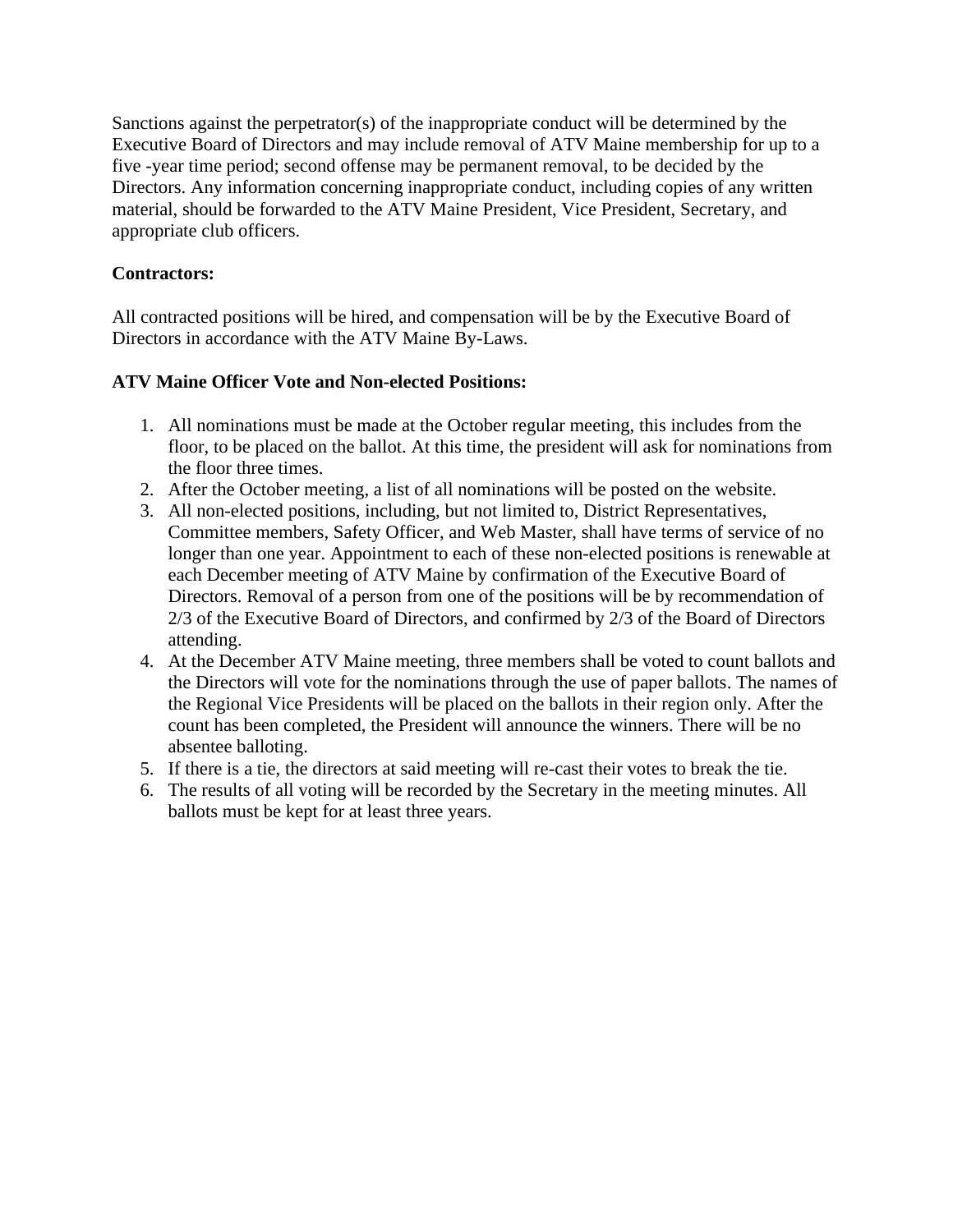Sanctions against the perpetrator(s) of the inappropriate conduct will be determined by the Executive Board of Directors and may include removal of ATV Maine membership for up to a five -year time period; second offense may be permanent removal, to be decided by the Directors. Any information concerning inappropriate conduct, including copies of any written material, should be forwarded to the ATV Maine President, Vice President, Secretary, and appropriate club officers.

**Contractors:**

All contracted positions will be hired, and compensation will be by the Executive Board of Directors in accordance with the ATV Maine By-Laws.

**ATV Maine Officer Vote and Non-elected Positions:**

1. All nominations must be made at the October regular meeting, this includes from the floor, to be placed on the ballot. At this time, the president will ask for nominations from the floor three times.
2. After the October meeting, a list of all nominations will be posted on the website.
3. All non-elected positions, including, but not limited to, District Representatives, Committee members, Safety Officer, and Web Master, shall have terms of service of no longer than one year. Appointment to each of these non-elected positions is renewable at each December meeting of ATV Maine by confirmation of the Executive Board of Directors. Removal of a person from one of the positions will be by recommendation of 2/3 of the Executive Board of Directors, and confirmed by 2/3 of the Board of Directors attending.
4. At the December ATV Maine meeting, three members shall be voted to count ballots and the Directors will vote for the nominations through the use of paper ballots. The names of the Regional Vice Presidents will be placed on the ballots in their region only. After the count has been completed, the President will announce the winners. There will be no absentee balloting.
5. If there is a tie, the directors at said meeting will re-cast their votes to break the tie.
6. The results of all voting will be recorded by the Secretary in the meeting minutes. All ballots must be kept for at least three years.